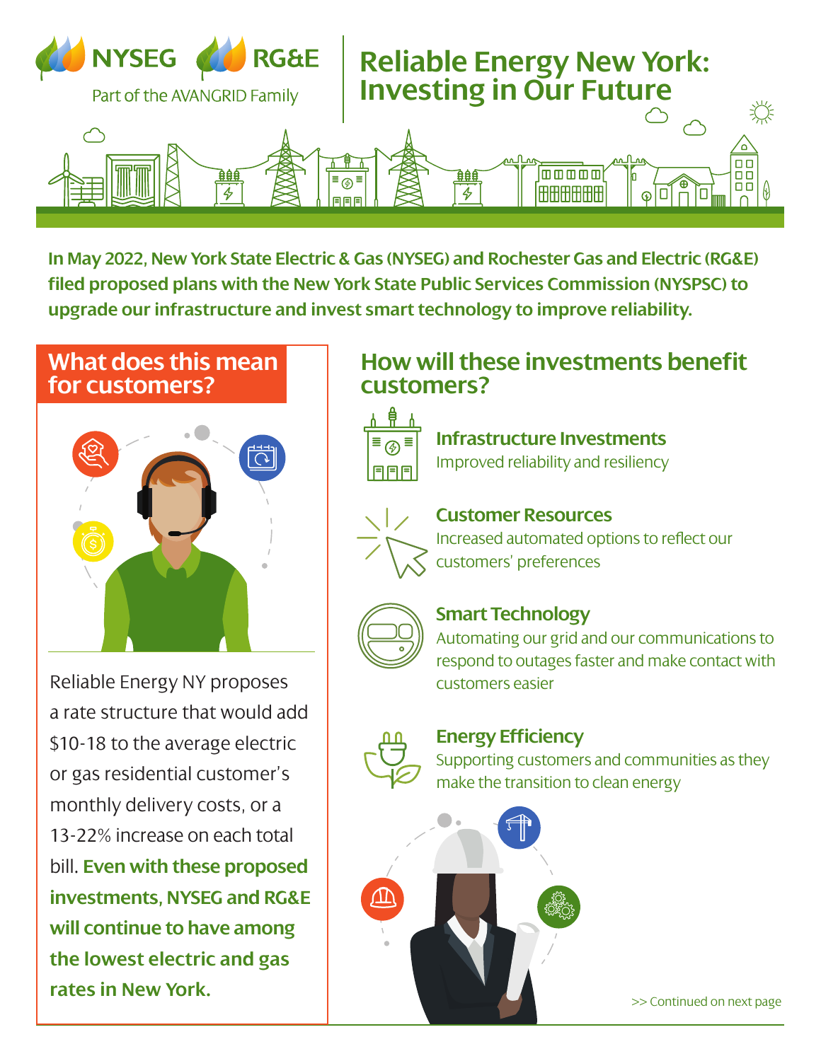NYSEG RG&E

Part of the AVANGRID Family

# Reliable Energy New York: Investing in Our Future

**In May 2022, New York State Electric & Gas (NYSEG) and Rochester Gas and Electric (RG&E) filed proposed plans with the New York State Public Services Commission (NYSPSC) to upgrade our infrastructure and invest smart technology to improve reliability.**

## What does this mean for customers?

Reliable Energy NY proposes a rate structure that would add $10-18 to the average electric or gas residential customer's monthly delivery costs, or a 13-22% increase on each total bill. **Even with these proposed investments, NYSEG and RG&E will continue to have among the lowest electric and gas rates in New York.**

## How will these investments benefit customers?

### Infrastructure Investments

Improved reliability and resiliency

### Customer Resources

Increased automated options to reflect our customers' preferences

### Smart Technology

Automating our grid and our communications to respond to outages faster and make contact with customers easier

### Energy Efficiency

Supporting customers and communities as they make the transition to clean energy

>> Continued on next page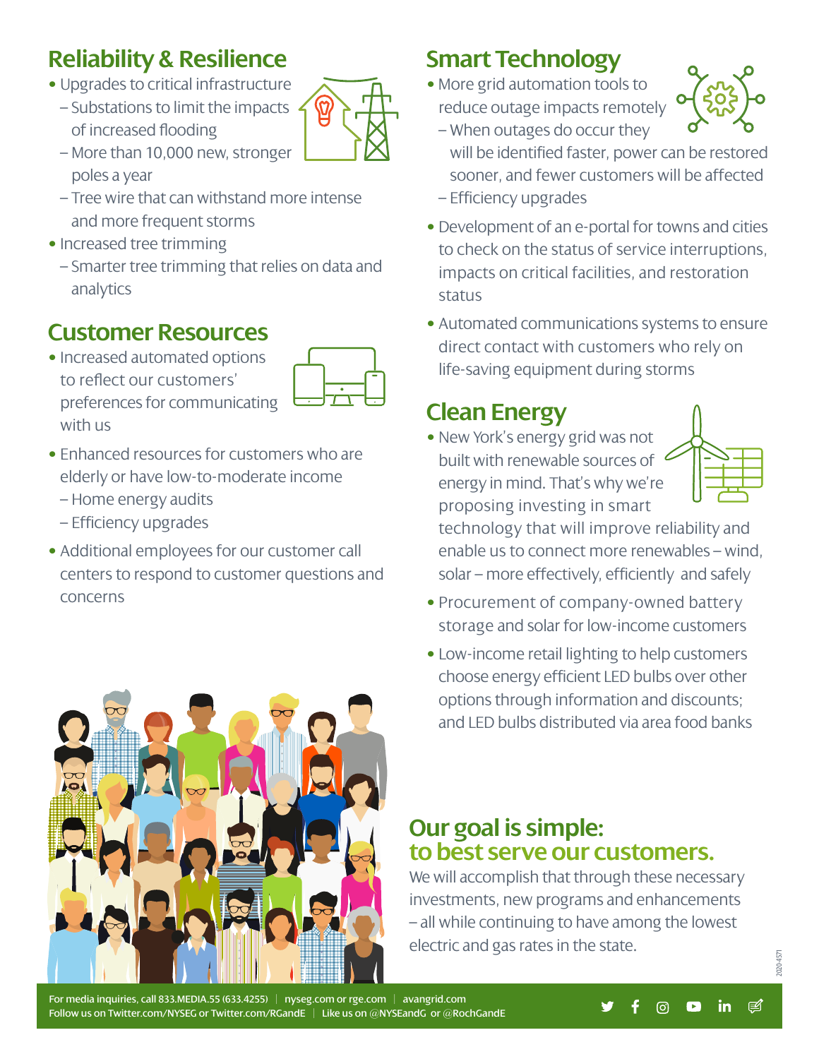## Reliability & Resilience

- Upgrades to critical infrastructure
  - Substations to limit the impacts of increased flooding
  - More than 10,000 new, stronger poles a year
  - Tree wire that can withstand more intense and more frequent storms
- Increased tree trimming
  - Smarter tree trimming that relies on data and analytics

## Customer Resources

- Increased automated options to reflect our customers' preferences for communicating with us
- Enhanced resources for customers who are elderly or have low-to-moderate income
  - Home energy audits
  - Efficiency upgrades
- Additional employees for our customer call centers to respond to customer questions and concerns

## Smart Technology

- More grid automation tools to reduce outage impacts remotely
  - When outages do occur they will be identified faster, power can be restored sooner, and fewer customers will be affected
  - Efficiency upgrades
- Development of an e-portal for towns and cities to check on the status of service interruptions, impacts on critical facilities, and restoration status
- Automated communications systems to ensure direct contact with customers who rely on life-saving equipment during storms

## Clean Energy

- New York's energy grid was not built with renewable sources of energy in mind. That's why we're proposing investing in smart technology that will improve reliability and enable us to connect more renewables – wind, solar – more effectively, efficiently and safely
- Procurement of company-owned battery storage and solar for low-income customers
- Low-income retail lighting to help customers choose energy efficient LED bulbs over other options through information and discounts; and LED bulbs distributed via area food banks

## Our goal is simple: to best serve our customers.

We will accomplish that through these necessary investments, new programs and enhancements – all while continuing to have among the lowest electric and gas rates in the state.

2020-4571

For media inquiries, call 833.MEDIA.55 (633.4255) | nyseg.com or rge.com | avangrid.com
Follow us on Twitter.com/NYSEG or Twitter.com/RGandE | Like us on @NYSEandG or @RochGandE